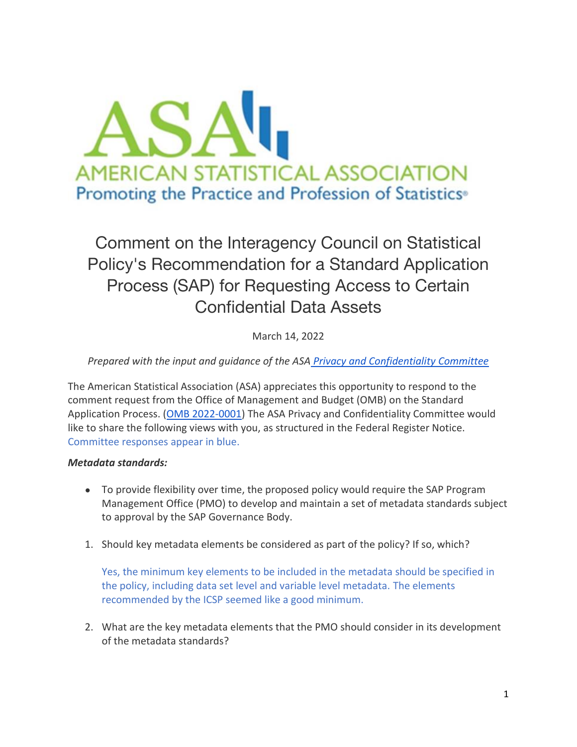# AMERICAN STATISTICAL ASSOCIATION

Promoting the Practice and Profession of Statistics®

## Comment on the Interagency Council on Statistical Policy's Recommendation for a Standard Application Process (SAP) for Requesting Access to Certain Confidential Data Assets

March 14, 2022

*Prepared with the input and guidance of the ASA [Privacy and Confidentiality Committee](#)*

The American Statistical Association (ASA) appreciates this opportunity to respond to the comment request from the Office of Management and Budget (OMB) on the Standard Application Process. ([OMB 2022-0001](#)) The ASA Privacy and Confidentiality Committee would like to share the following views with you, as structured in the Federal Register Notice. Committee responses appear in blue.

***Metadata standards:***

- To provide flexibility over time, the proposed policy would require the SAP Program Management Office (PMO) to develop and maintain a set of metadata standards subject to approval by the SAP Governance Body.

1. Should key metadata elements be considered as part of the policy? If so, which?

   Yes, the minimum key elements to be included in the metadata should be specified in the policy, including data set level and variable level metadata. The elements recommended by the ICSP seemed like a good minimum.

2. What are the key metadata elements that the PMO should consider in its development of the metadata standards?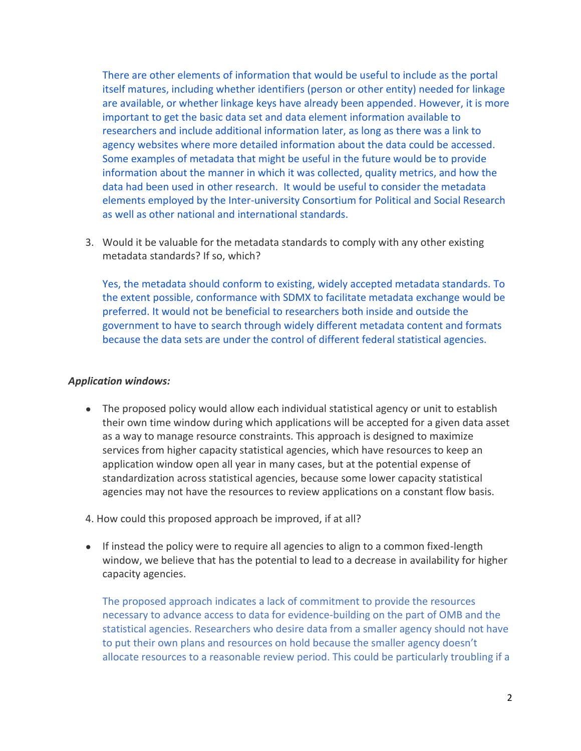There are other elements of information that would be useful to include as the portal itself matures, including whether identifiers (person or other entity) needed for linkage are available, or whether linkage keys have already been appended. However, it is more important to get the basic data set and data element information available to researchers and include additional information later, as long as there was a link to agency websites where more detailed information about the data could be accessed. Some examples of metadata that might be useful in the future would be to provide information about the manner in which it was collected, quality metrics, and how the data had been used in other research. It would be useful to consider the metadata elements employed by the Inter-university Consortium for Political and Social Research as well as other national and international standards.

3. Would it be valuable for the metadata standards to comply with any other existing metadata standards? If so, which?

   Yes, the metadata should conform to existing, widely accepted metadata standards. To the extent possible, conformance with SDMX to facilitate metadata exchange would be preferred. It would not be beneficial to researchers both inside and outside the government to have to search through widely different metadata content and formats because the data sets are under the control of different federal statistical agencies.

***Application windows:***

- The proposed policy would allow each individual statistical agency or unit to establish their own time window during which applications will be accepted for a given data asset as a way to manage resource constraints. This approach is designed to maximize services from higher capacity statistical agencies, which have resources to keep an application window open all year in many cases, but at the potential expense of standardization across statistical agencies, because some lower capacity statistical agencies may not have the resources to review applications on a constant flow basis.

4. How could this proposed approach be improved, if at all?

- If instead the policy were to require all agencies to align to a common fixed-length window, we believe that has the potential to lead to a decrease in availability for higher capacity agencies.

  The proposed approach indicates a lack of commitment to provide the resources necessary to advance access to data for evidence-building on the part of OMB and the statistical agencies. Researchers who desire data from a smaller agency should not have to put their own plans and resources on hold because the smaller agency doesn't allocate resources to a reasonable review period. This could be particularly troubling if a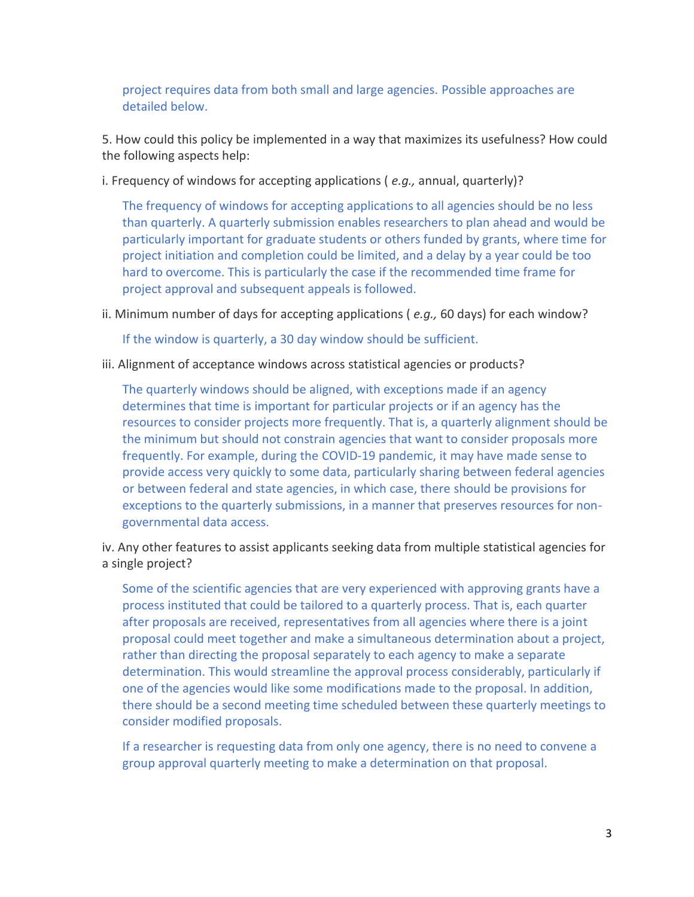project requires data from both small and large agencies. Possible approaches are detailed below.

5. How could this policy be implemented in a way that maximizes its usefulness? How could the following aspects help:

i. Frequency of windows for accepting applications ( *e.g.,* annual, quarterly)?

The frequency of windows for accepting applications to all agencies should be no less than quarterly. A quarterly submission enables researchers to plan ahead and would be particularly important for graduate students or others funded by grants, where time for project initiation and completion could be limited, and a delay by a year could be too hard to overcome. This is particularly the case if the recommended time frame for project approval and subsequent appeals is followed.

ii. Minimum number of days for accepting applications ( *e.g.,* 60 days) for each window?

If the window is quarterly, a 30 day window should be sufficient.

iii. Alignment of acceptance windows across statistical agencies or products?

The quarterly windows should be aligned, with exceptions made if an agency determines that time is important for particular projects or if an agency has the resources to consider projects more frequently. That is, a quarterly alignment should be the minimum but should not constrain agencies that want to consider proposals more frequently. For example, during the COVID-19 pandemic, it may have made sense to provide access very quickly to some data, particularly sharing between federal agencies or between federal and state agencies, in which case, there should be provisions for exceptions to the quarterly submissions, in a manner that preserves resources for non-governmental data access.

iv. Any other features to assist applicants seeking data from multiple statistical agencies for a single project?

Some of the scientific agencies that are very experienced with approving grants have a process instituted that could be tailored to a quarterly process. That is, each quarter after proposals are received, representatives from all agencies where there is a joint proposal could meet together and make a simultaneous determination about a project, rather than directing the proposal separately to each agency to make a separate determination. This would streamline the approval process considerably, particularly if one of the agencies would like some modifications made to the proposal. In addition, there should be a second meeting time scheduled between these quarterly meetings to consider modified proposals.

If a researcher is requesting data from only one agency, there is no need to convene a group approval quarterly meeting to make a determination on that proposal.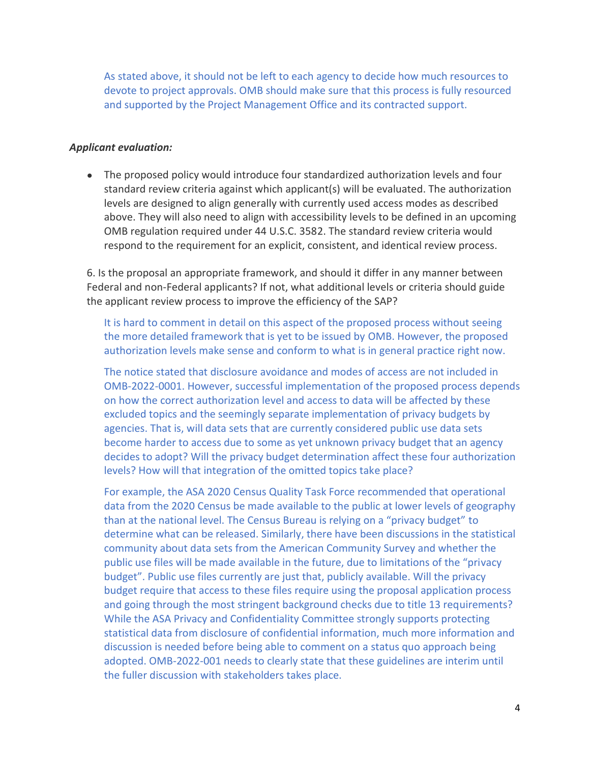As stated above, it should not be left to each agency to decide how much resources to devote to project approvals. OMB should make sure that this process is fully resourced and supported by the Project Management Office and its contracted support.

***Applicant evaluation:***

- The proposed policy would introduce four standardized authorization levels and four standard review criteria against which applicant(s) will be evaluated. The authorization levels are designed to align generally with currently used access modes as described above. They will also need to align with accessibility levels to be defined in an upcoming OMB regulation required under 44 U.S.C. 3582. The standard review criteria would respond to the requirement for an explicit, consistent, and identical review process.

6. Is the proposal an appropriate framework, and should it differ in any manner between Federal and non-Federal applicants? If not, what additional levels or criteria should guide the applicant review process to improve the efficiency of the SAP?

It is hard to comment in detail on this aspect of the proposed process without seeing the more detailed framework that is yet to be issued by OMB. However, the proposed authorization levels make sense and conform to what is in general practice right now.

The notice stated that disclosure avoidance and modes of access are not included in OMB-2022-0001. However, successful implementation of the proposed process depends on how the correct authorization level and access to data will be affected by these excluded topics and the seemingly separate implementation of privacy budgets by agencies. That is, will data sets that are currently considered public use data sets become harder to access due to some as yet unknown privacy budget that an agency decides to adopt? Will the privacy budget determination affect these four authorization levels? How will that integration of the omitted topics take place?

For example, the ASA 2020 Census Quality Task Force recommended that operational data from the 2020 Census be made available to the public at lower levels of geography than at the national level. The Census Bureau is relying on a "privacy budget" to determine what can be released. Similarly, there have been discussions in the statistical community about data sets from the American Community Survey and whether the public use files will be made available in the future, due to limitations of the "privacy budget". Public use files currently are just that, publicly available. Will the privacy budget require that access to these files require using the proposal application process and going through the most stringent background checks due to title 13 requirements? While the ASA Privacy and Confidentiality Committee strongly supports protecting statistical data from disclosure of confidential information, much more information and discussion is needed before being able to comment on a status quo approach being adopted. OMB-2022-001 needs to clearly state that these guidelines are interim until the fuller discussion with stakeholders takes place.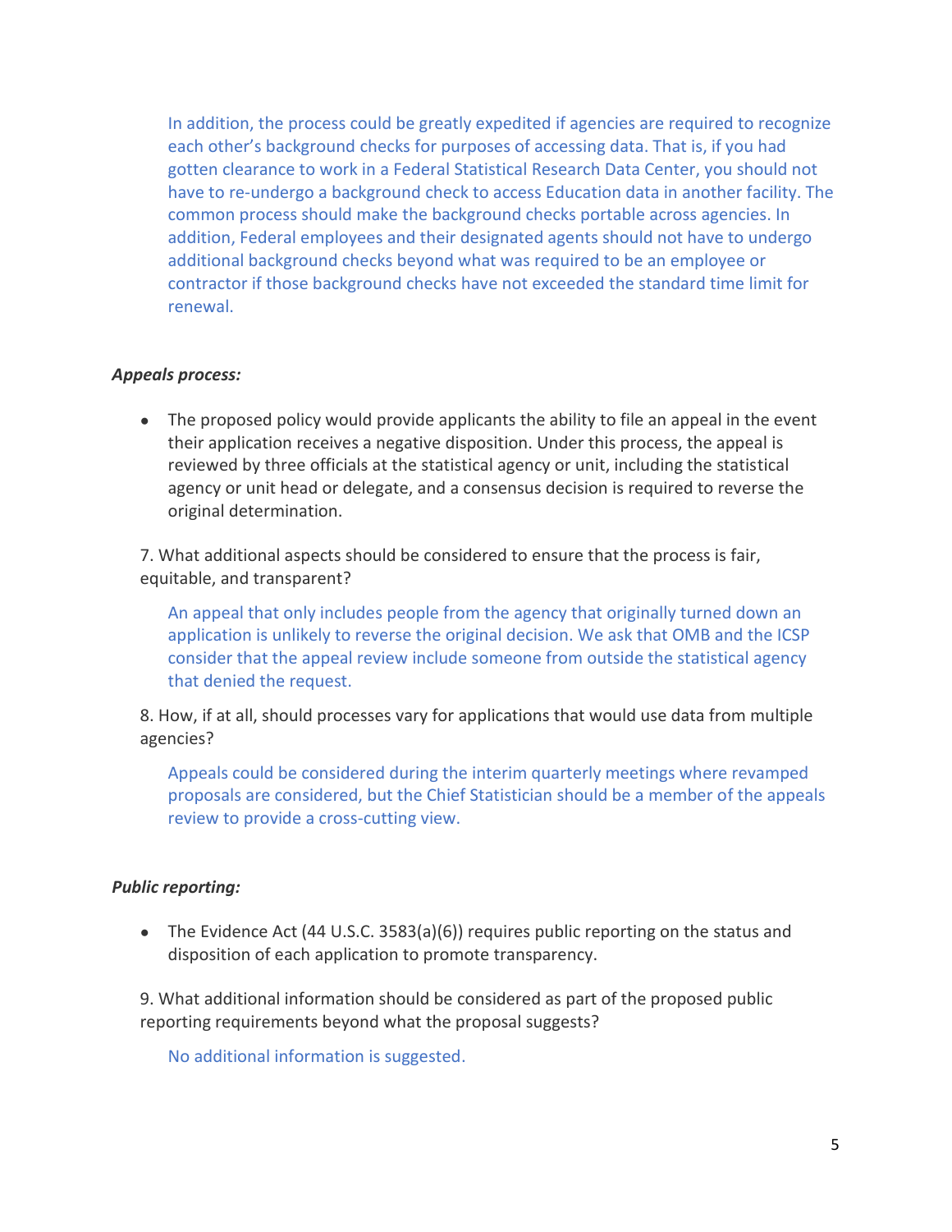In addition, the process could be greatly expedited if agencies are required to recognize each other's background checks for purposes of accessing data. That is, if you had gotten clearance to work in a Federal Statistical Research Data Center, you should not have to re-undergo a background check to access Education data in another facility. The common process should make the background checks portable across agencies. In addition, Federal employees and their designated agents should not have to undergo additional background checks beyond what was required to be an employee or contractor if those background checks have not exceeded the standard time limit for renewal.

***Appeals process:***

- The proposed policy would provide applicants the ability to file an appeal in the event their application receives a negative disposition. Under this process, the appeal is reviewed by three officials at the statistical agency or unit, including the statistical agency or unit head or delegate, and a consensus decision is required to reverse the original determination.

7. What additional aspects should be considered to ensure that the process is fair, equitable, and transparent?

An appeal that only includes people from the agency that originally turned down an application is unlikely to reverse the original decision. We ask that OMB and the ICSP consider that the appeal review include someone from outside the statistical agency that denied the request.

8. How, if at all, should processes vary for applications that would use data from multiple agencies?

Appeals could be considered during the interim quarterly meetings where revamped proposals are considered, but the Chief Statistician should be a member of the appeals review to provide a cross-cutting view.

***Public reporting:***

- The Evidence Act (44 U.S.C. 3583(a)(6)) requires public reporting on the status and disposition of each application to promote transparency.

9. What additional information should be considered as part of the proposed public reporting requirements beyond what the proposal suggests?

No additional information is suggested.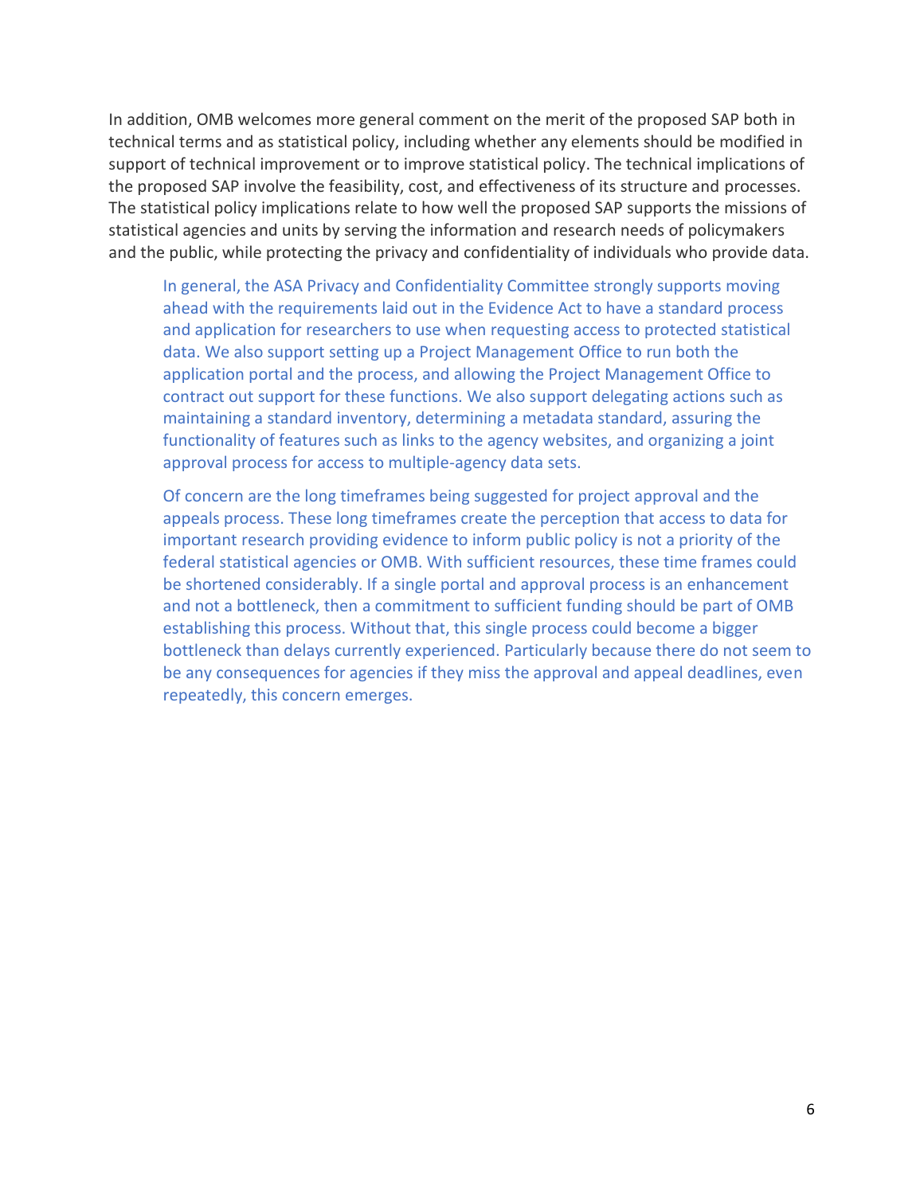In addition, OMB welcomes more general comment on the merit of the proposed SAP both in technical terms and as statistical policy, including whether any elements should be modified in support of technical improvement or to improve statistical policy. The technical implications of the proposed SAP involve the feasibility, cost, and effectiveness of its structure and processes. The statistical policy implications relate to how well the proposed SAP supports the missions of statistical agencies and units by serving the information and research needs of policymakers and the public, while protecting the privacy and confidentiality of individuals who provide data.

> In general, the ASA Privacy and Confidentiality Committee strongly supports moving ahead with the requirements laid out in the Evidence Act to have a standard process and application for researchers to use when requesting access to protected statistical data. We also support setting up a Project Management Office to run both the application portal and the process, and allowing the Project Management Office to contract out support for these functions. We also support delegating actions such as maintaining a standard inventory, determining a metadata standard, assuring the functionality of features such as links to the agency websites, and organizing a joint approval process for access to multiple-agency data sets.
>
> Of concern are the long timeframes being suggested for project approval and the appeals process. These long timeframes create the perception that access to data for important research providing evidence to inform public policy is not a priority of the federal statistical agencies or OMB. With sufficient resources, these time frames could be shortened considerably. If a single portal and approval process is an enhancement and not a bottleneck, then a commitment to sufficient funding should be part of OMB establishing this process. Without that, this single process could become a bigger bottleneck than delays currently experienced. Particularly because there do not seem to be any consequences for agencies if they miss the approval and appeal deadlines, even repeatedly, this concern emerges.